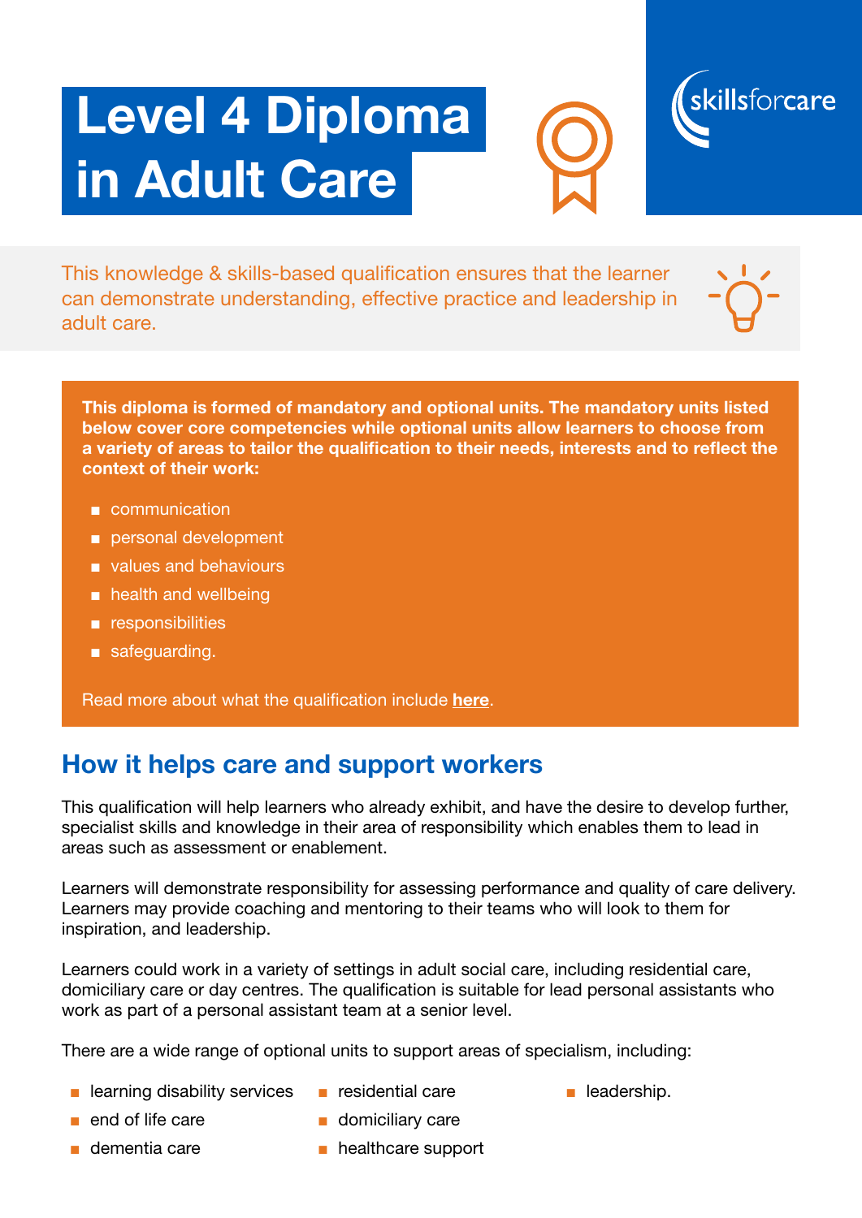# Level 4 Diploma in Adult Care

skillsforcare

This knowledge & skills-based qualification ensures that the learner can demonstrate understanding, effective practice and leadership in adult care.

**This diploma is formed of mandatory and optional units. The mandatory units listed below cover core competencies while optional units allow learners to choose from a variety of areas to tailor the qualification to their needs, interests and to reflect the context of their work:**

- communication
- personal development
- values and behaviours
- health and wellbeing
- responsibilities
- safeguarding.

Read more about what the qualification include **here**.

## How it helps care and support workers

This qualification will help learners who already exhibit, and have the desire to develop further, specialist skills and knowledge in their area of responsibility which enables them to lead in areas such as assessment or enablement.

Learners will demonstrate responsibility for assessing performance and quality of care delivery. Learners may provide coaching and mentoring to their teams who will look to them for inspiration, and leadership.

Learners could work in a variety of settings in adult social care, including residential care, domiciliary care or day centres. The qualification is suitable for lead personal assistants who work as part of a personal assistant team at a senior level.

There are a wide range of optional units to support areas of specialism, including:

- learning disability services
- end of life care
- dementia care
- residential care
- domiciliary care
- healthcare support
- leadership.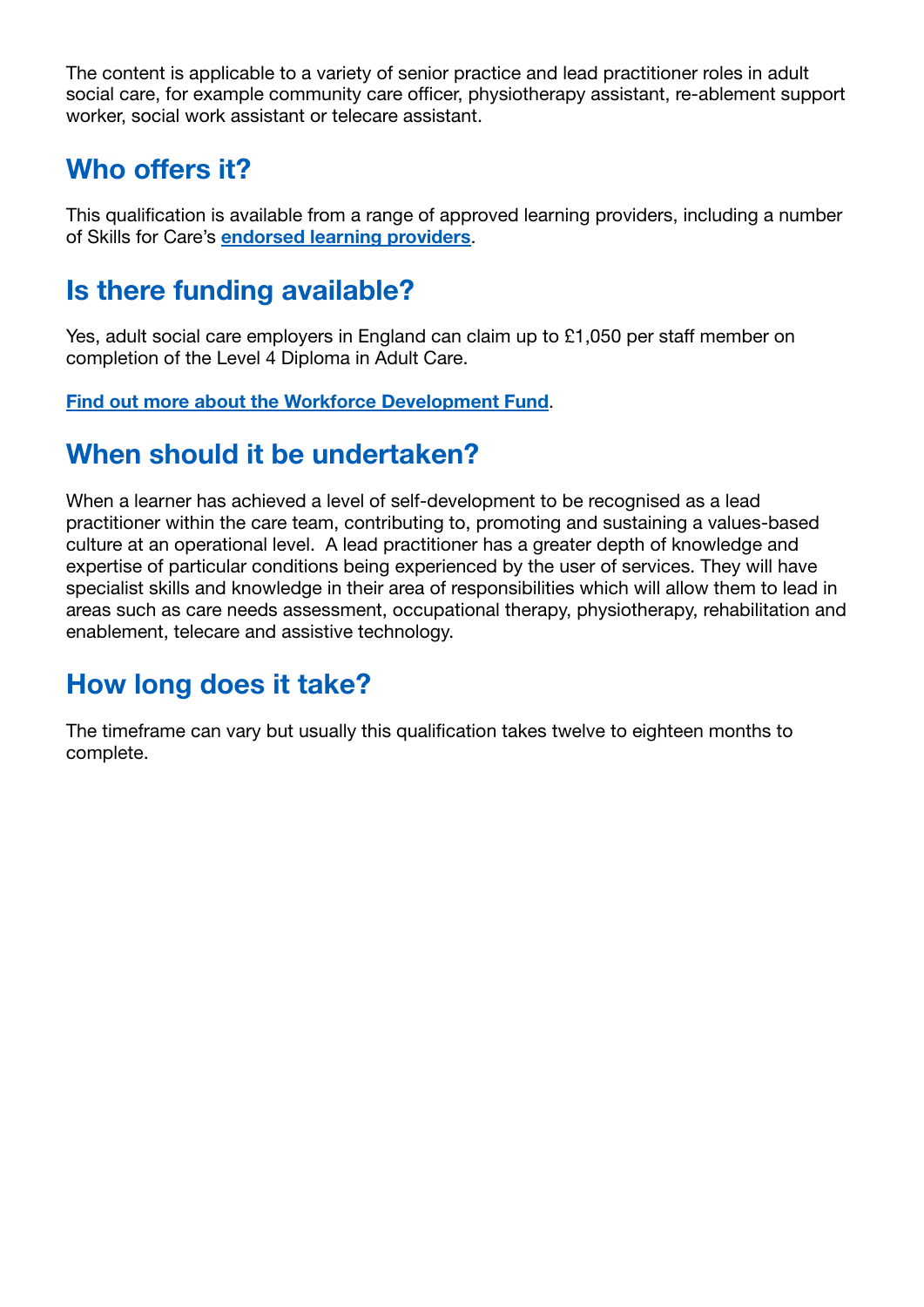The content is applicable to a variety of senior practice and lead practitioner roles in adult social care, for example community care officer, physiotherapy assistant, re-ablement support worker, social work assistant or telecare assistant.

## Who offers it?

This qualification is available from a range of approved learning providers, including a number of Skills for Care's **endorsed learning providers**.

## Is there funding available?

Yes, adult social care employers in England can claim up to £1,050 per staff member on completion of the Level 4 Diploma in Adult Care.

**Find out more about the Workforce Development Fund**.

## When should it be undertaken?

When a learner has achieved a level of self-development to be recognised as a lead practitioner within the care team, contributing to, promoting and sustaining a values-based culture at an operational level. A lead practitioner has a greater depth of knowledge and expertise of particular conditions being experienced by the user of services. They will have specialist skills and knowledge in their area of responsibilities which will allow them to lead in areas such as care needs assessment, occupational therapy, physiotherapy, rehabilitation and enablement, telecare and assistive technology.

## How long does it take?

The timeframe can vary but usually this qualification takes twelve to eighteen months to complete.